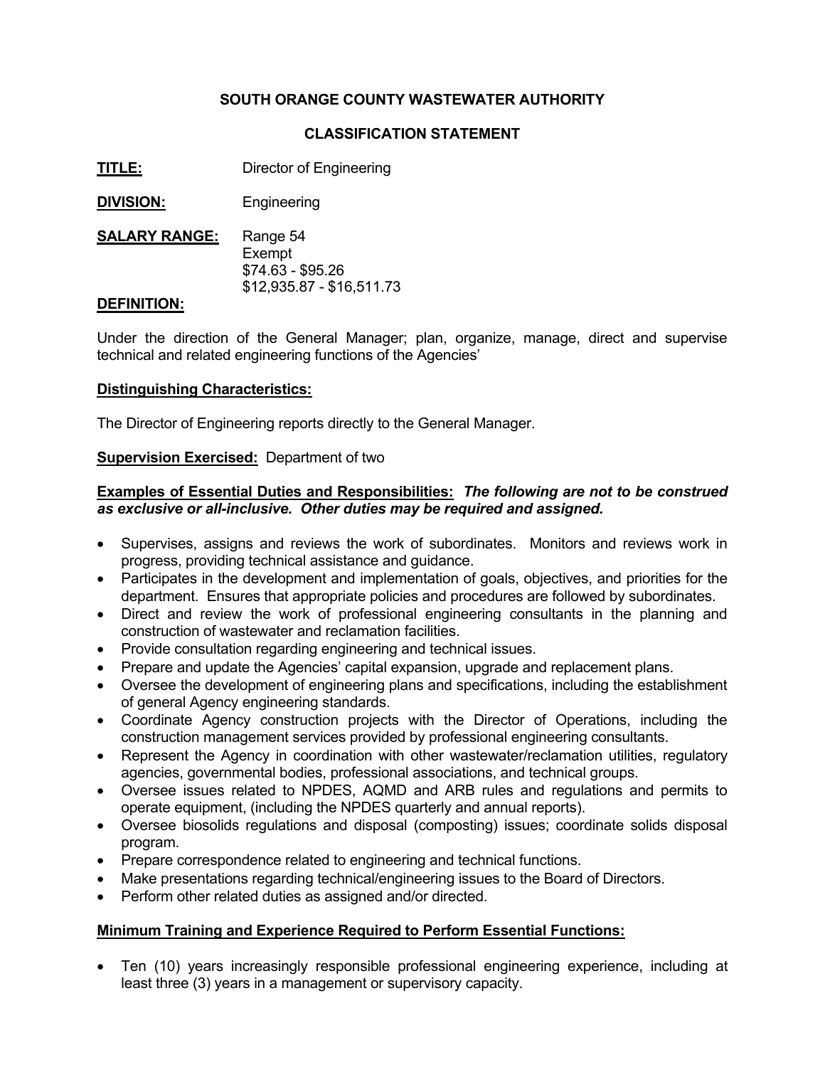# SOUTH ORANGE COUNTY WASTEWATER AUTHORITY

## CLASSIFICATION STATEMENT

**TITLE:** Director of Engineering

**DIVISION:** Engineering

**SALARY RANGE:** Range 54
Exempt
$74.63 - $95.26
$12,935.87 - $16,511.73

**DEFINITION:**

Under the direction of the General Manager; plan, organize, manage, direct and supervise technical and related engineering functions of the Agencies'

**Distinguishing Characteristics:**

The Director of Engineering reports directly to the General Manager.

**Supervision Exercised:** Department of two

**Examples of Essential Duties and Responsibilities:** ***The following are not to be construed as exclusive or all-inclusive. Other duties may be required and assigned.***

- Supervises, assigns and reviews the work of subordinates. Monitors and reviews work in progress, providing technical assistance and guidance.
- Participates in the development and implementation of goals, objectives, and priorities for the department. Ensures that appropriate policies and procedures are followed by subordinates.
- Direct and review the work of professional engineering consultants in the planning and construction of wastewater and reclamation facilities.
- Provide consultation regarding engineering and technical issues.
- Prepare and update the Agencies' capital expansion, upgrade and replacement plans.
- Oversee the development of engineering plans and specifications, including the establishment of general Agency engineering standards.
- Coordinate Agency construction projects with the Director of Operations, including the construction management services provided by professional engineering consultants.
- Represent the Agency in coordination with other wastewater/reclamation utilities, regulatory agencies, governmental bodies, professional associations, and technical groups.
- Oversee issues related to NPDES, AQMD and ARB rules and regulations and permits to operate equipment, (including the NPDES quarterly and annual reports).
- Oversee biosolids regulations and disposal (composting) issues; coordinate solids disposal program.
- Prepare correspondence related to engineering and technical functions.
- Make presentations regarding technical/engineering issues to the Board of Directors.
- Perform other related duties as assigned and/or directed.

**Minimum Training and Experience Required to Perform Essential Functions:**

- Ten (10) years increasingly responsible professional engineering experience, including at least three (3) years in a management or supervisory capacity.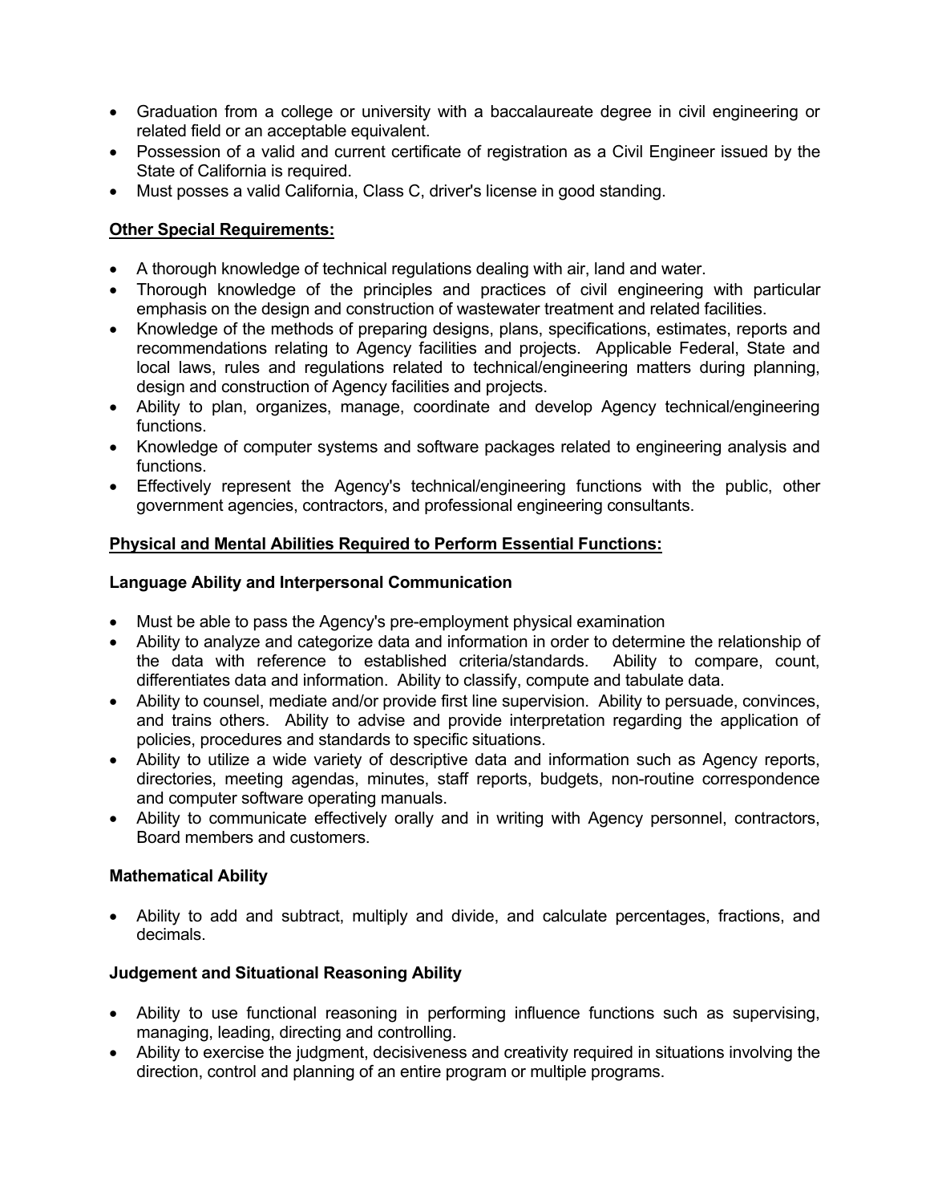- Graduation from a college or university with a baccalaureate degree in civil engineering or related field or an acceptable equivalent.
- Possession of a valid and current certificate of registration as a Civil Engineer issued by the State of California is required.
- Must posses a valid California, Class C, driver's license in good standing.

**Other Special Requirements:**

- A thorough knowledge of technical regulations dealing with air, land and water.
- Thorough knowledge of the principles and practices of civil engineering with particular emphasis on the design and construction of wastewater treatment and related facilities.
- Knowledge of the methods of preparing designs, plans, specifications, estimates, reports and recommendations relating to Agency facilities and projects. Applicable Federal, State and local laws, rules and regulations related to technical/engineering matters during planning, design and construction of Agency facilities and projects.
- Ability to plan, organizes, manage, coordinate and develop Agency technical/engineering functions.
- Knowledge of computer systems and software packages related to engineering analysis and functions.
- Effectively represent the Agency's technical/engineering functions with the public, other government agencies, contractors, and professional engineering consultants.

**Physical and Mental Abilities Required to Perform Essential Functions:**

**Language Ability and Interpersonal Communication**

- Must be able to pass the Agency's pre-employment physical examination
- Ability to analyze and categorize data and information in order to determine the relationship of the data with reference to established criteria/standards. Ability to compare, count, differentiates data and information. Ability to classify, compute and tabulate data.
- Ability to counsel, mediate and/or provide first line supervision. Ability to persuade, convinces, and trains others. Ability to advise and provide interpretation regarding the application of policies, procedures and standards to specific situations.
- Ability to utilize a wide variety of descriptive data and information such as Agency reports, directories, meeting agendas, minutes, staff reports, budgets, non-routine correspondence and computer software operating manuals.
- Ability to communicate effectively orally and in writing with Agency personnel, contractors, Board members and customers.

**Mathematical Ability**

- Ability to add and subtract, multiply and divide, and calculate percentages, fractions, and decimals.

**Judgement and Situational Reasoning Ability**

- Ability to use functional reasoning in performing influence functions such as supervising, managing, leading, directing and controlling.
- Ability to exercise the judgment, decisiveness and creativity required in situations involving the direction, control and planning of an entire program or multiple programs.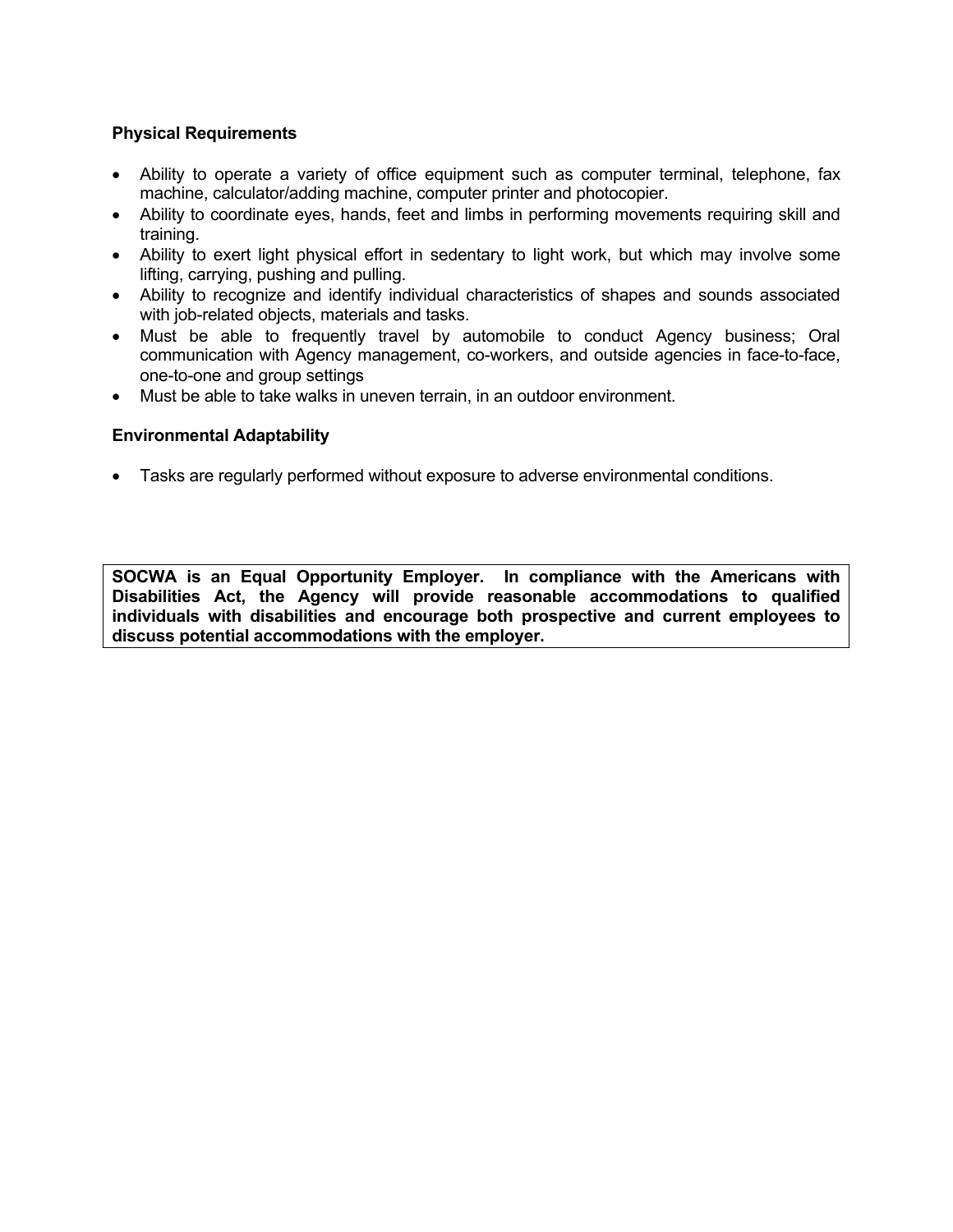**Physical Requirements**

- Ability to operate a variety of office equipment such as computer terminal, telephone, fax machine, calculator/adding machine, computer printer and photocopier.
- Ability to coordinate eyes, hands, feet and limbs in performing movements requiring skill and training.
- Ability to exert light physical effort in sedentary to light work, but which may involve some lifting, carrying, pushing and pulling.
- Ability to recognize and identify individual characteristics of shapes and sounds associated with job-related objects, materials and tasks.
- Must be able to frequently travel by automobile to conduct Agency business; Oral communication with Agency management, co-workers, and outside agencies in face-to-face, one-to-one and group settings
- Must be able to take walks in uneven terrain, in an outdoor environment.

**Environmental Adaptability**

- Tasks are regularly performed without exposure to adverse environmental conditions.

**SOCWA is an Equal Opportunity Employer. In compliance with the Americans with Disabilities Act, the Agency will provide reasonable accommodations to qualified individuals with disabilities and encourage both prospective and current employees to discuss potential accommodations with the employer.**